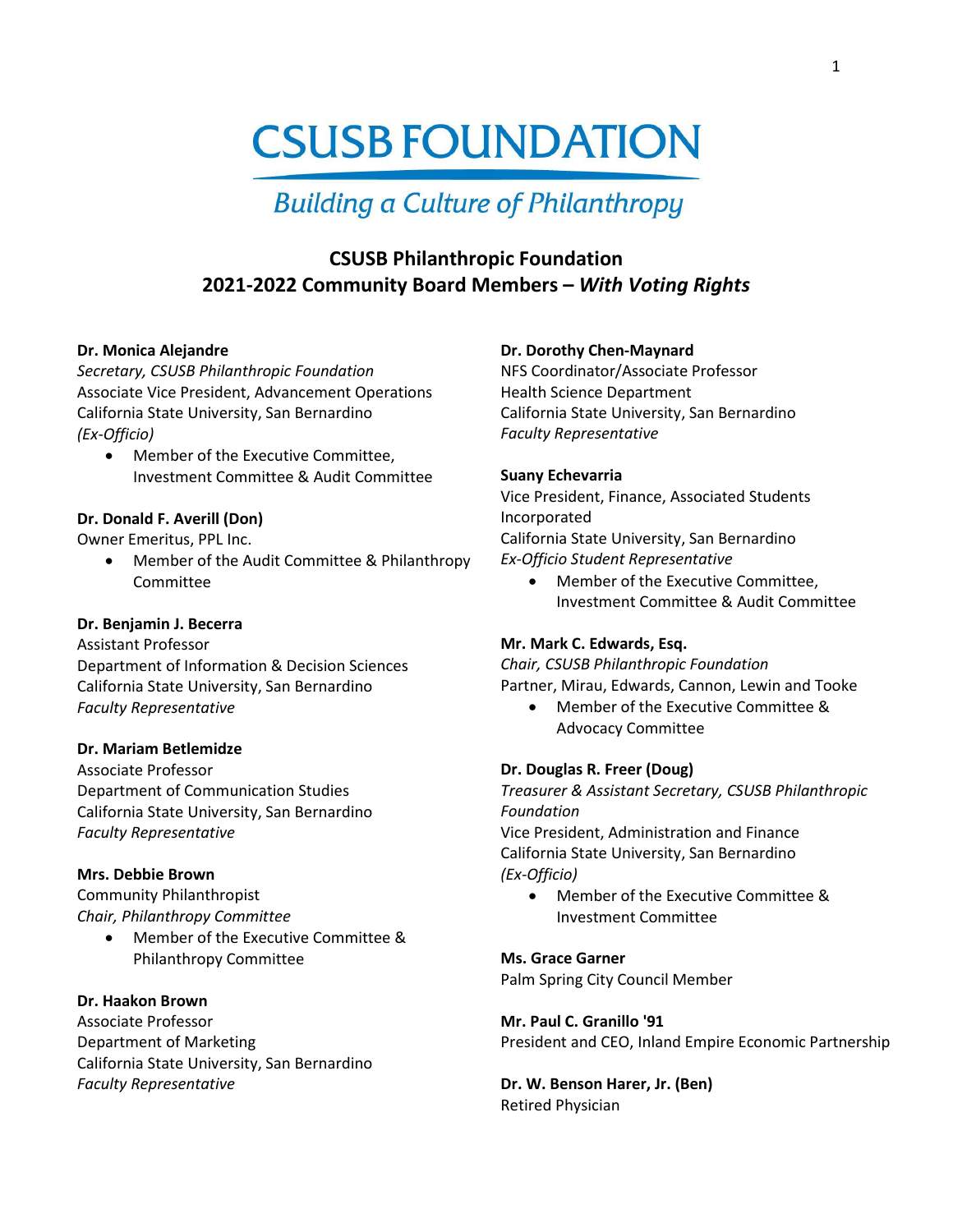# CSUSB FOUNDATION

*Building a Culture of Philanthropy*

## CSUSB Philanthropic Foundation
## 2021-2022 Community Board Members – *With Voting Rights*

**Dr. Monica Alejandre**
*Secretary, CSUSB Philanthropic Foundation*
Associate Vice President, Advancement Operations
California State University, San Bernardino
*(Ex-Officio)*

- Member of the Executive Committee, Investment Committee & Audit Committee

**Dr. Donald F. Averill (Don)**
Owner Emeritus, PPL Inc.

- Member of the Audit Committee & Philanthropy Committee

**Dr. Benjamin J. Becerra**
Assistant Professor
Department of Information & Decision Sciences
California State University, San Bernardino
*Faculty Representative*

**Dr. Mariam Betlemidze**
Associate Professor
Department of Communication Studies
California State University, San Bernardino
*Faculty Representative*

**Mrs. Debbie Brown**
Community Philanthropist
*Chair, Philanthropy Committee*

- Member of the Executive Committee & Philanthropy Committee

**Dr. Haakon Brown**
Associate Professor
Department of Marketing
California State University, San Bernardino
*Faculty Representative*

**Dr. Dorothy Chen-Maynard**
NFS Coordinator/Associate Professor
Health Science Department
California State University, San Bernardino
*Faculty Representative*

**Suany Echevarria**
Vice President, Finance, Associated Students Incorporated
California State University, San Bernardino
*Ex-Officio Student Representative*

- Member of the Executive Committee, Investment Committee & Audit Committee

**Mr. Mark C. Edwards, Esq.**
*Chair, CSUSB Philanthropic Foundation*
Partner, Mirau, Edwards, Cannon, Lewin and Tooke

- Member of the Executive Committee & Advocacy Committee

**Dr. Douglas R. Freer (Doug)**
*Treasurer & Assistant Secretary, CSUSB Philanthropic Foundation*
Vice President, Administration and Finance
California State University, San Bernardino
*(Ex-Officio)*

- Member of the Executive Committee & Investment Committee

**Ms. Grace Garner**
Palm Spring City Council Member

**Mr. Paul C. Granillo '91**
President and CEO, Inland Empire Economic Partnership

**Dr. W. Benson Harer, Jr. (Ben)**
Retired Physician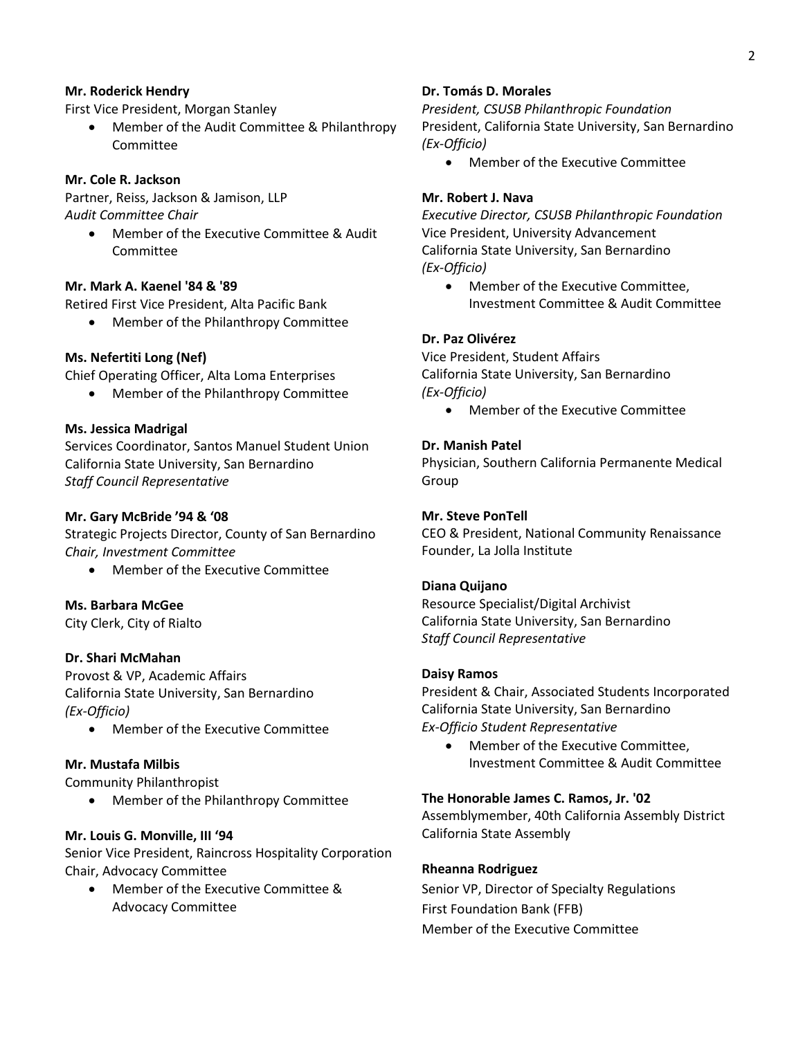**Mr. Roderick Hendry**
First Vice President, Morgan Stanley

- Member of the Audit Committee & Philanthropy Committee

**Mr. Cole R. Jackson**
Partner, Reiss, Jackson & Jamison, LLP
*Audit Committee Chair*

- Member of the Executive Committee & Audit Committee

**Mr. Mark A. Kaenel '84 & '89**
Retired First Vice President, Alta Pacific Bank

- Member of the Philanthropy Committee

**Ms. Nefertiti Long (Nef)**
Chief Operating Officer, Alta Loma Enterprises

- Member of the Philanthropy Committee

**Ms. Jessica Madrigal**
Services Coordinator, Santos Manuel Student Union
California State University, San Bernardino
*Staff Council Representative*

**Mr. Gary McBride '94 & '08**
Strategic Projects Director, County of San Bernardino
*Chair, Investment Committee*

- Member of the Executive Committee

**Ms. Barbara McGee**
City Clerk, City of Rialto

**Dr. Shari McMahan**
Provost & VP, Academic Affairs
California State University, San Bernardino
*(Ex-Officio)*

- Member of the Executive Committee

**Mr. Mustafa Milbis**
Community Philanthropist

- Member of the Philanthropy Committee

**Mr. Louis G. Monville, III '94**
Senior Vice President, Raincross Hospitality Corporation
Chair, Advocacy Committee

- Member of the Executive Committee & Advocacy Committee

**Dr. Tomás D. Morales**
*President, CSUSB Philanthropic Foundation*
President, California State University, San Bernardino
*(Ex-Officio)*

- Member of the Executive Committee

**Mr. Robert J. Nava**
*Executive Director, CSUSB Philanthropic Foundation*
Vice President, University Advancement
California State University, San Bernardino
*(Ex-Officio)*

- Member of the Executive Committee, Investment Committee & Audit Committee

**Dr. Paz Olivérez**
Vice President, Student Affairs
California State University, San Bernardino
*(Ex-Officio)*

- Member of the Executive Committee

**Dr. Manish Patel**
Physician, Southern California Permanente Medical Group

**Mr. Steve PonTell**
CEO & President, National Community Renaissance
Founder, La Jolla Institute

**Diana Quijano**
Resource Specialist/Digital Archivist
California State University, San Bernardino
*Staff Council Representative*

**Daisy Ramos**
President & Chair, Associated Students Incorporated
California State University, San Bernardino
*Ex-Officio Student Representative*

- Member of the Executive Committee, Investment Committee & Audit Committee

**The Honorable James C. Ramos, Jr. '02**
Assemblymember, 40th California Assembly District
California State Assembly

**Rheanna Rodriguez**
Senior VP, Director of Specialty Regulations
First Foundation Bank (FFB)
Member of the Executive Committee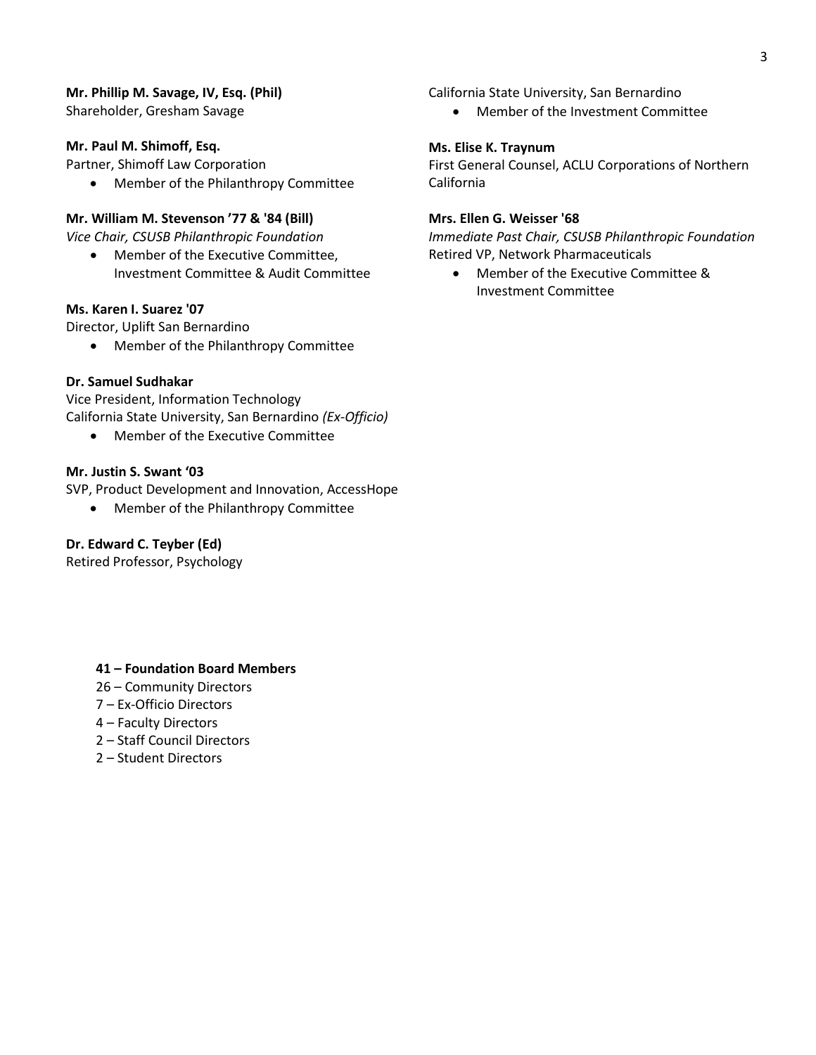**Mr. Phillip M. Savage, IV, Esq. (Phil)**
Shareholder, Gresham Savage

**Mr. Paul M. Shimoff, Esq.**
Partner, Shimoff Law Corporation

- Member of the Philanthropy Committee

**Mr. William M. Stevenson '77 & '84 (Bill)**
*Vice Chair, CSUSB Philanthropic Foundation*

- Member of the Executive Committee, Investment Committee & Audit Committee

**Ms. Karen I. Suarez '07**
Director, Uplift San Bernardino

- Member of the Philanthropy Committee

**Dr. Samuel Sudhakar**
Vice President, Information Technology
California State University, San Bernardino *(Ex-Officio)*

- Member of the Executive Committee

**Mr. Justin S. Swant '03**
SVP, Product Development and Innovation, AccessHope

- Member of the Philanthropy Committee

**Dr. Edward C. Teyber (Ed)**
Retired Professor, Psychology
California State University, San Bernardino

- Member of the Investment Committee

**Ms. Elise K. Traynum**
First General Counsel, ACLU Corporations of Northern California

**Mrs. Ellen G. Weisser '68**
*Immediate Past Chair, CSUSB Philanthropic Foundation*
Retired VP, Network Pharmaceuticals

- Member of the Executive Committee & Investment Committee

**41 – Foundation Board Members**
26 – Community Directors
7 – Ex-Officio Directors
4 – Faculty Directors
2 – Staff Council Directors
2 – Student Directors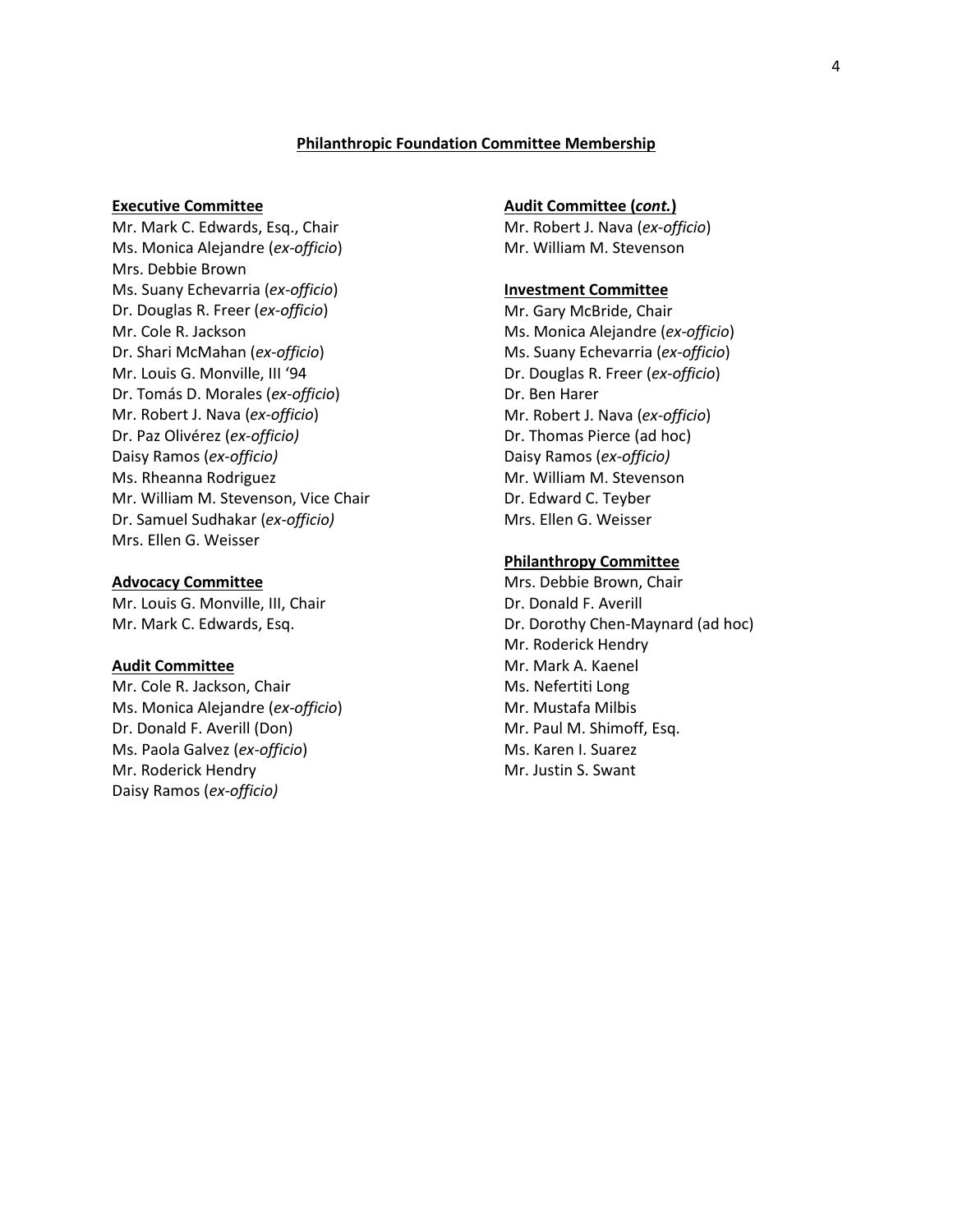## Philanthropic Foundation Committee Membership

### Executive Committee

Mr. Mark C. Edwards, Esq., Chair
Ms. Monica Alejandre (*ex-officio*)
Mrs. Debbie Brown
Ms. Suany Echevarria (*ex-officio*)
Dr. Douglas R. Freer (*ex-officio*)
Mr. Cole R. Jackson
Dr. Shari McMahan (*ex-officio*)
Mr. Louis G. Monville, III '94
Dr. Tomás D. Morales (*ex-officio*)
Mr. Robert J. Nava (*ex-officio*)
Dr. Paz Olivérez (*ex-officio)*
Daisy Ramos (*ex-officio)*
Ms. Rheanna Rodriguez
Mr. William M. Stevenson, Vice Chair
Dr. Samuel Sudhakar (*ex-officio)*
Mrs. Ellen G. Weisser

### Advocacy Committee

Mr. Louis G. Monville, III, Chair
Mr. Mark C. Edwards, Esq.

### Audit Committee

Mr. Cole R. Jackson, Chair
Ms. Monica Alejandre (*ex-officio*)
Dr. Donald F. Averill (Don)
Ms. Paola Galvez (*ex-officio*)
Mr. Roderick Hendry
Daisy Ramos (*ex-officio)*

### Audit Committee (*cont.*)

Mr. Robert J. Nava (*ex-officio*)
Mr. William M. Stevenson

### Investment Committee

Mr. Gary McBride, Chair
Ms. Monica Alejandre (*ex-officio*)
Ms. Suany Echevarria (*ex-officio*)
Dr. Douglas R. Freer (*ex-officio*)
Dr. Ben Harer
Mr. Robert J. Nava (*ex-officio*)
Dr. Thomas Pierce (ad hoc)
Daisy Ramos (*ex-officio)*
Mr. William M. Stevenson
Dr. Edward C. Teyber
Mrs. Ellen G. Weisser

### Philanthropy Committee

Mrs. Debbie Brown, Chair
Dr. Donald F. Averill
Dr. Dorothy Chen-Maynard (ad hoc)
Mr. Roderick Hendry
Mr. Mark A. Kaenel
Ms. Nefertiti Long
Mr. Mustafa Milbis
Mr. Paul M. Shimoff, Esq.
Ms. Karen I. Suarez
Mr. Justin S. Swant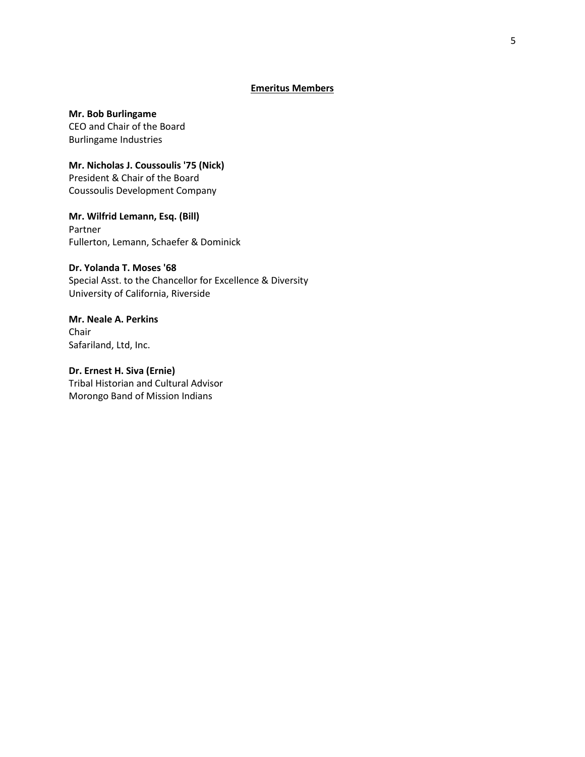## Emeritus Members

**Mr. Bob Burlingame**
CEO and Chair of the Board
Burlingame Industries

**Mr. Nicholas J. Coussoulis '75 (Nick)**
President & Chair of the Board
Coussoulis Development Company

**Mr. Wilfrid Lemann, Esq. (Bill)**
Partner
Fullerton, Lemann, Schaefer & Dominick

**Dr. Yolanda T. Moses '68**
Special Asst. to the Chancellor for Excellence & Diversity
University of California, Riverside

**Mr. Neale A. Perkins**
Chair
Safariland, Ltd, Inc.

**Dr. Ernest H. Siva (Ernie)**
Tribal Historian and Cultural Advisor
Morongo Band of Mission Indians